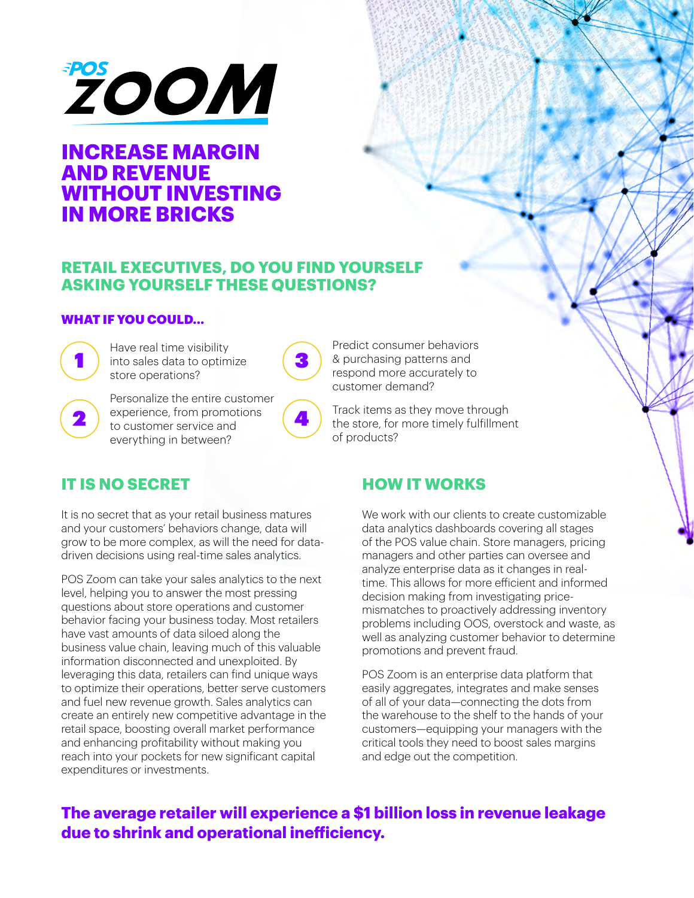# POS ZOOM

## INCREASE MARGIN AND REVENUE WITHOUT INVESTING IN MORE BRICKS

## RETAIL EXECUTIVES, DO YOU FIND YOURSELF ASKING YOURSELF THESE QUESTIONS?

### WHAT IF YOU COULD...

1. Have real time visibility into sales data to optimize store operations?
2. Personalize the entire customer experience, from promotions to customer service and everything in between?
3. Predict consumer behaviors & purchasing patterns and respond more accurately to customer demand?
4. Track items as they move through the store, for more timely fulfillment of products?

## IT IS NO SECRET

It is no secret that as your retail business matures and your customers' behaviors change, data will grow to be more complex, as will the need for data-driven decisions using real-time sales analytics.

POS Zoom can take your sales analytics to the next level, helping you to answer the most pressing questions about store operations and customer behavior facing your business today. Most retailers have vast amounts of data siloed along the business value chain, leaving much of this valuable information disconnected and unexploited. By leveraging this data, retailers can find unique ways to optimize their operations, better serve customers and fuel new revenue growth. Sales analytics can create an entirely new competitive advantage in the retail space, boosting overall market performance and enhancing profitability without making you reach into your pockets for new significant capital expenditures or investments.

## HOW IT WORKS

We work with our clients to create customizable data analytics dashboards covering all stages of the POS value chain. Store managers, pricing managers and other parties can oversee and analyze enterprise data as it changes in real-time. This allows for more efficient and informed decision making from investigating price-mismatches to proactively addressing inventory problems including OOS, overstock and waste, as well as analyzing customer behavior to determine promotions and prevent fraud.

POS Zoom is an enterprise data platform that easily aggregates, integrates and make senses of all of your data—connecting the dots from the warehouse to the shelf to the hands of your customers—equipping your managers with the critical tools they need to boost sales margins and edge out the competition.

**The average retailer will experience a $1 billion loss in revenue leakage due to shrink and operational inefficiency.**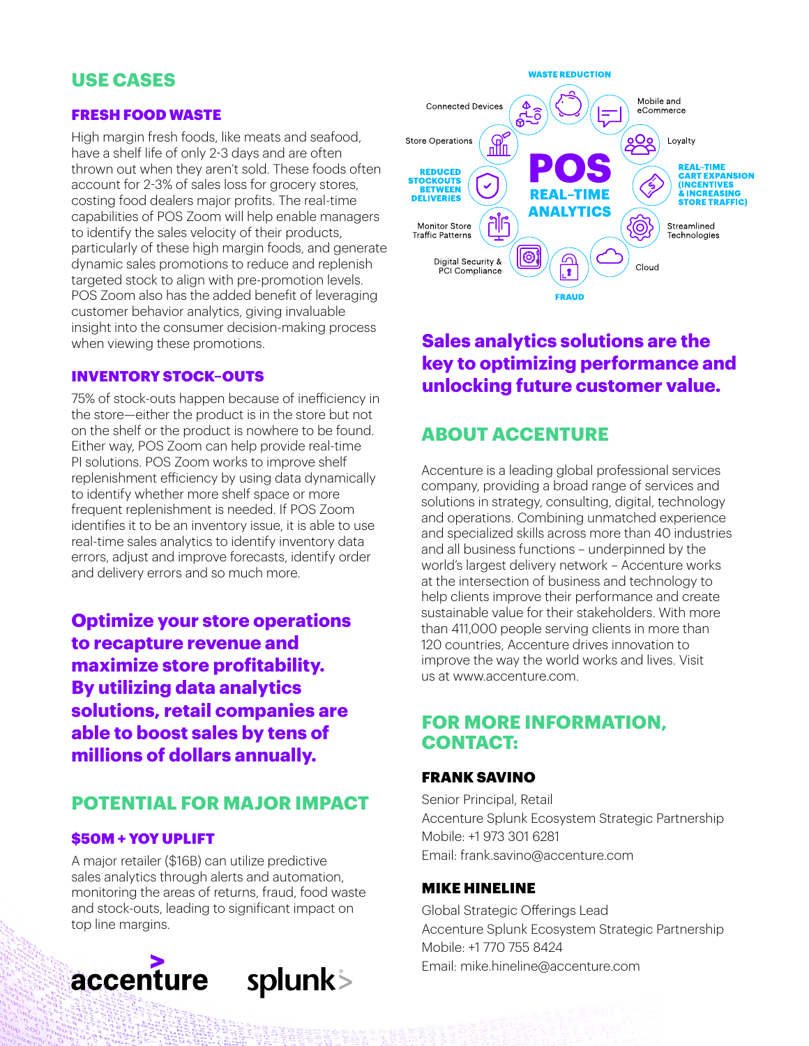## USE CASES

### FRESH FOOD WASTE

High margin fresh foods, like meats and seafood, have a shelf life of only 2-3 days and are often thrown out when they aren't sold. These foods often account for 2-3% of sales loss for grocery stores, costing food dealers major profits. The real-time capabilities of POS Zoom will help enable managers to identify the sales velocity of their products, particularly of these high margin foods, and generate dynamic sales promotions to reduce and replenish targeted stock to align with pre-promotion levels. POS Zoom also has the added benefit of leveraging customer behavior analytics, giving invaluable insight into the consumer decision-making process when viewing these promotions.

### INVENTORY STOCK-OUTS

75% of stock-outs happen because of inefficiency in the store—either the product is in the store but not on the shelf or the product is nowhere to be found. Either way, POS Zoom can help provide real-time PI solutions. POS Zoom works to improve shelf replenishment efficiency by using data dynamically to identify whether more shelf space or more frequent replenishment is needed. If POS Zoom identifies it to be an inventory issue, it is able to use real-time sales analytics to identify inventory data errors, adjust and improve forecasts, identify order and delivery errors and so much more.

**Optimize your store operations to recapture revenue and maximize store profitability. By utilizing data analytics solutions, retail companies are able to boost sales by tens of millions of dollars annually.**

## POTENTIAL FOR MAJOR IMPACT

### $50M + YOY UPLIFT

A major retailer ($16B) can utilize predictive sales analytics through alerts and automation, monitoring the areas of returns, fraud, food waste and stock-outs, leading to significant impact on top line margins.

WASTE REDUCTION
Connected Devices
Mobile and eCommerce
Store Operations
Loyalty
REDUCED STOCKOUTS BETWEEN DELIVERIES
POS REAL-TIME ANALYTICS
REAL-TIME CART EXPANSION (INCENTIVES & INCREASING STORE TRAFFIC)
Monitor Store Traffic Patterns
Streamlined Technologies
Digital Security & PCI Compliance
Cloud
FRAUD

**Sales analytics solutions are the key to optimizing performance and unlocking future customer value.**

## ABOUT ACCENTURE

Accenture is a leading global professional services company, providing a broad range of services and solutions in strategy, consulting, digital, technology and operations. Combining unmatched experience and specialized skills across more than 40 industries and all business functions – underpinned by the world's largest delivery network – Accenture works at the intersection of business and technology to help clients improve their performance and create sustainable value for their stakeholders. With more than 411,000 people serving clients in more than 120 countries, Accenture drives innovation to improve the way the world works and lives. Visit us at www.accenture.com.

## FOR MORE INFORMATION, CONTACT:

### FRANK SAVINO

Senior Principal, Retail
Accenture Splunk Ecosystem Strategic Partnership
Mobile: +1 973 301 6281
Email: frank.savino@accenture.com

### MIKE HINELINE

Global Strategic Offerings Lead
Accenture Splunk Ecosystem Strategic Partnership
Mobile: +1 770 755 8424
Email: mike.hineline@accenture.com

accenture splunk>